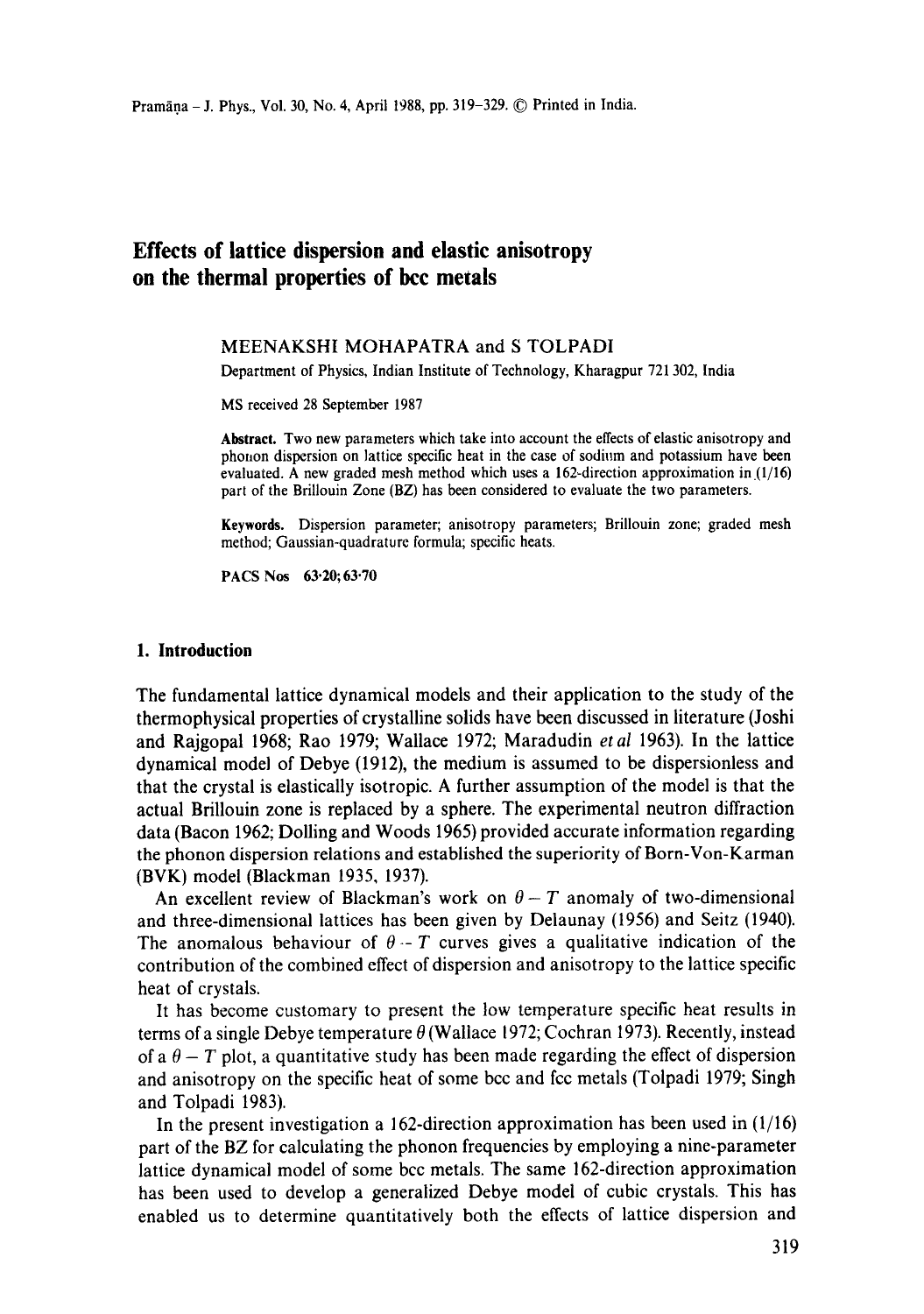# Effects of lattice dispersion and elastic anisotropy on the thermal properties of bcc metals

MEENAKSHI MOHAPATRA and S TOLPADI

Department of Physics, Indian Institute of Technology, Kharagpur 721 302, India

MS received 28 September 1987

**Abstract.** Two new parameters which take into account the effects of elastic anisotropy and phonon dispersion on lattice specific heat in the case of sodium and potassium have been evaluated. A new graded mesh method which uses a 162-direction approximation in (1/16) part of the Brillouin Zone (BZ) has been considered to evaluate the two parameters.

**Keywords.** Dispersion parameter; anisotropy parameters; Brillouin zone; graded mesh method; Gaussian-quadrature formula; specific heats.

**PACS Nos** 63·20; 63·70

## 1. Introduction

The fundamental lattice dynamical models and their application to the study of the thermophysical properties of crystalline solids have been discussed in literature (Joshi and Rajgopal 1968; Rao 1979; Wallace 1972; Maradudin *et al* 1963). In the lattice dynamical model of Debye (1912), the medium is assumed to be dispersionless and that the crystal is elastically isotropic. A further assumption of the model is that the actual Brillouin zone is replaced by a sphere. The experimental neutron diffraction data (Bacon 1962; Dolling and Woods 1965) provided accurate information regarding the phonon dispersion relations and established the superiority of Born-Von-Karman (BVK) model (Blackman 1935, 1937).

An excellent review of Blackman's work on $\theta - T$ anomaly of two-dimensional and three-dimensional lattices has been given by Delaunay (1956) and Seitz (1940). The anomalous behaviour of $\theta - T$ curves gives a qualitative indication of the contribution of the combined effect of dispersion and anisotropy to the lattice specific heat of crystals.

It has become customary to present the low temperature specific heat results in terms of a single Debye temperature $\theta$ (Wallace 1972; Cochran 1973). Recently, instead of a $\theta - T$ plot, a quantitative study has been made regarding the effect of dispersion and anisotropy on the specific heat of some bcc and fcc metals (Tolpadi 1979; Singh and Tolpadi 1983).

In the present investigation a 162-direction approximation has been used in (1/16) part of the BZ for calculating the phonon frequencies by employing a nine-parameter lattice dynamical model of some bcc metals. The same 162-direction approximation has been used to develop a generalized Debye model of cubic crystals. This has enabled us to determine quantitatively both the effects of lattice dispersion and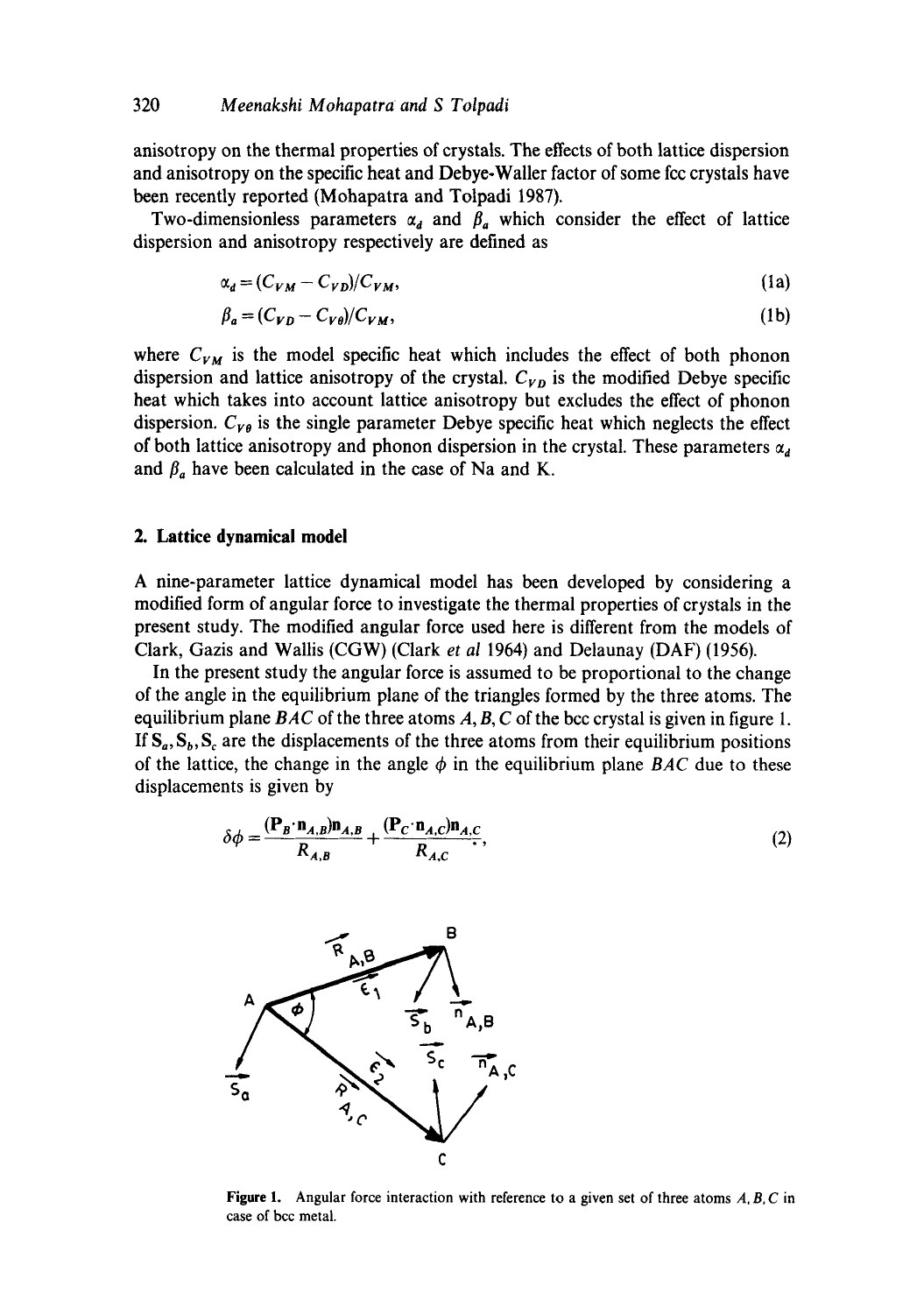anisotropy on the thermal properties of crystals. The effects of both lattice dispersion and anisotropy on the specific heat and Debye-Waller factor of some fcc crystals have been recently reported (Mohapatra and Tolpadi 1987).

Two-dimensionless parameters $\alpha_d$ and $\beta_a$ which consider the effect of lattice dispersion and anisotropy respectively are defined as

$$\alpha_d = (C_{VM} - C_{VD})/C_{VM}, \tag{1a}$$

$$\beta_a = (C_{VD} - C_{V\theta})/C_{VM}, \tag{1b}$$

where $C_{VM}$ is the model specific heat which includes the effect of both phonon dispersion and lattice anisotropy of the crystal. $C_{VD}$ is the modified Debye specific heat which takes into account lattice anisotropy but excludes the effect of phonon dispersion. $C_{V\theta}$ is the single parameter Debye specific heat which neglects the effect of both lattice anisotropy and phonon dispersion in the crystal. These parameters $\alpha_d$ and $\beta_a$ have been calculated in the case of Na and K.

## 2. Lattice dynamical model

A nine-parameter lattice dynamical model has been developed by considering a modified form of angular force to investigate the thermal properties of crystals in the present study. The modified angular force used here is different from the models of Clark, Gazis and Wallis (CGW) (Clark *et al* 1964) and Delaunay (DAF) (1956).

In the present study the angular force is assumed to be proportional to the change of the angle in the equilibrium plane of the triangles formed by the three atoms. The equilibrium plane $BAC$ of the three atoms $A, B, C$ of the bcc crystal is given in figure 1. If $\mathbf{S}_a, \mathbf{S}_b, \mathbf{S}_c$ are the displacements of the three atoms from their equilibrium positions of the lattice, the change in the angle $\phi$ in the equilibrium plane $BAC$ due to these displacements is given by

$$\delta\phi = \frac{(\mathbf{P}_B \cdot \mathbf{n}_{A,B})\mathbf{n}_{A,B}}{R_{A,B}} + \frac{(\mathbf{P}_C \cdot \mathbf{n}_{A,C})\mathbf{n}_{A,C}}{R_{A,C}}, \tag{2}$$

**Figure 1.** Angular force interaction with reference to a given set of three atoms $A, B, C$ in case of bcc metal.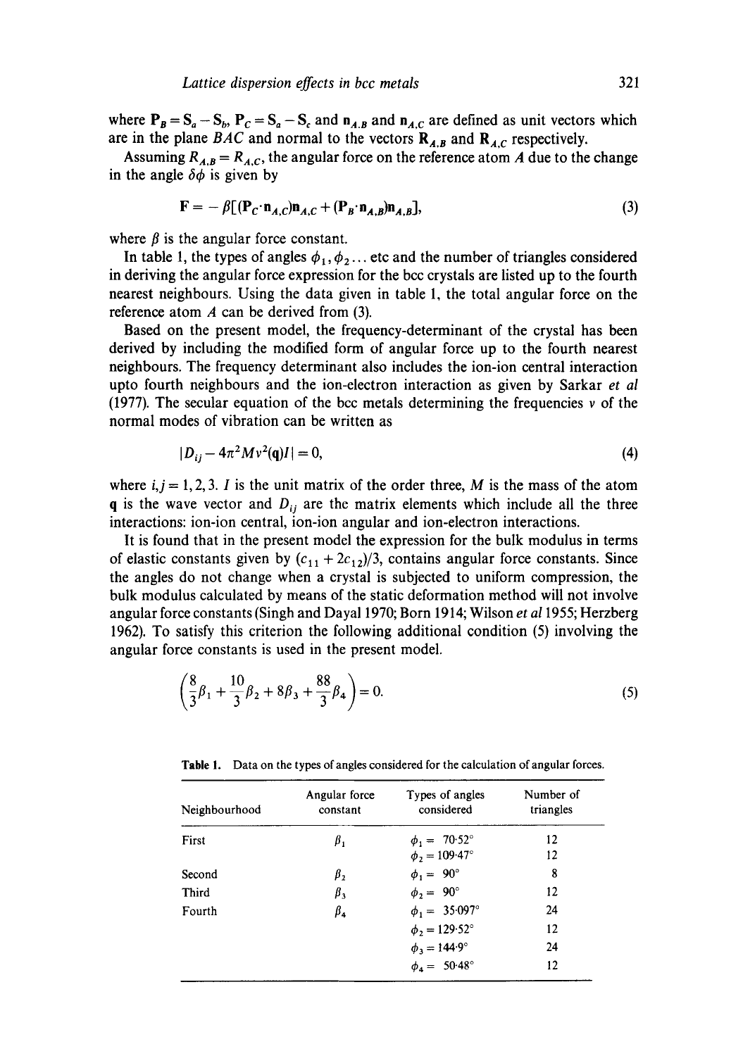where $\mathbf{P}_B = \mathbf{S}_a - \mathbf{S}_b$, $\mathbf{P}_C = \mathbf{S}_a - \mathbf{S}_c$ and $\mathbf{n}_{A,B}$ and $\mathbf{n}_{A,C}$ are defined as unit vectors which are in the plane $BAC$ and normal to the vectors $\mathbf{R}_{A,B}$ and $\mathbf{R}_{A,C}$ respectively.

Assuming $R_{A,B} = R_{A,C}$, the angular force on the reference atom $A$ due to the change in the angle $\delta\phi$ is given by

$$\mathbf{F} = -\beta[(\mathbf{P}_C \cdot \mathbf{n}_{A,C})\mathbf{n}_{A,C} + (\mathbf{P}_B \cdot \mathbf{n}_{A,B})\mathbf{n}_{A,B}], \tag{3}$$

where $\beta$ is the angular force constant.

In table 1, the types of angles $\phi_1, \phi_2 \ldots$ etc and the number of triangles considered in deriving the angular force expression for the bcc crystals are listed up to the fourth nearest neighbours. Using the data given in table 1, the total angular force on the reference atom $A$ can be derived from (3).

Based on the present model, the frequency-determinant of the crystal has been derived by including the modified form of angular force up to the fourth nearest neighbours. The frequency determinant also includes the ion-ion central interaction upto fourth neighbours and the ion-electron interaction as given by Sarkar *et al* (1977). The secular equation of the bcc metals determining the frequencies $\nu$ of the normal modes of vibration can be written as

$$|D_{ij} - 4\pi^2 M \nu^2(\mathbf{q}) I| = 0, \tag{4}$$

where $i,j = 1,2,3$. $I$ is the unit matrix of the order three, $M$ is the mass of the atom $\mathbf{q}$ is the wave vector and $D_{ij}$ are the matrix elements which include all the three interactions: ion-ion central, ion-ion angular and ion-electron interactions.

It is found that in the present model the expression for the bulk modulus in terms of elastic constants given by $(c_{11} + 2c_{12})/3$, contains angular force constants. Since the angles do not change when a crystal is subjected to uniform compression, the bulk modulus calculated by means of the static deformation method will not involve angular force constants (Singh and Dayal 1970; Born 1914; Wilson *et al* 1955; Herzberg 1962). To satisfy this criterion the following additional condition (5) involving the angular force constants is used in the present model.

$$\left(\frac{8}{3}\beta_1 + \frac{10}{3}\beta_2 + 8\beta_3 + \frac{88}{3}\beta_4\right) = 0. \tag{5}$$

**Table 1.** Data on the types of angles considered for the calculation of angular forces.

| Neighbourhood | Angular force constant | Types of angles considered | Number of triangles |
|---|---|---|---|
| First | $\beta_1$ | $\phi_1 = 70{\cdot}52°$ | 12 |
| | | $\phi_2 = 109{\cdot}47°$ | 12 |
| Second | $\beta_2$ | $\phi_1 = 90°$ | 8 |
| Third | $\beta_3$ | $\phi_2 = 90°$ | 12 |
| Fourth | $\beta_4$ | $\phi_1 = 35{\cdot}097°$ | 24 |
| | | $\phi_2 = 129{\cdot}52°$ | 12 |
| | | $\phi_3 = 144{\cdot}9°$ | 24 |
| | | $\phi_4 = 50{\cdot}48°$ | 12 |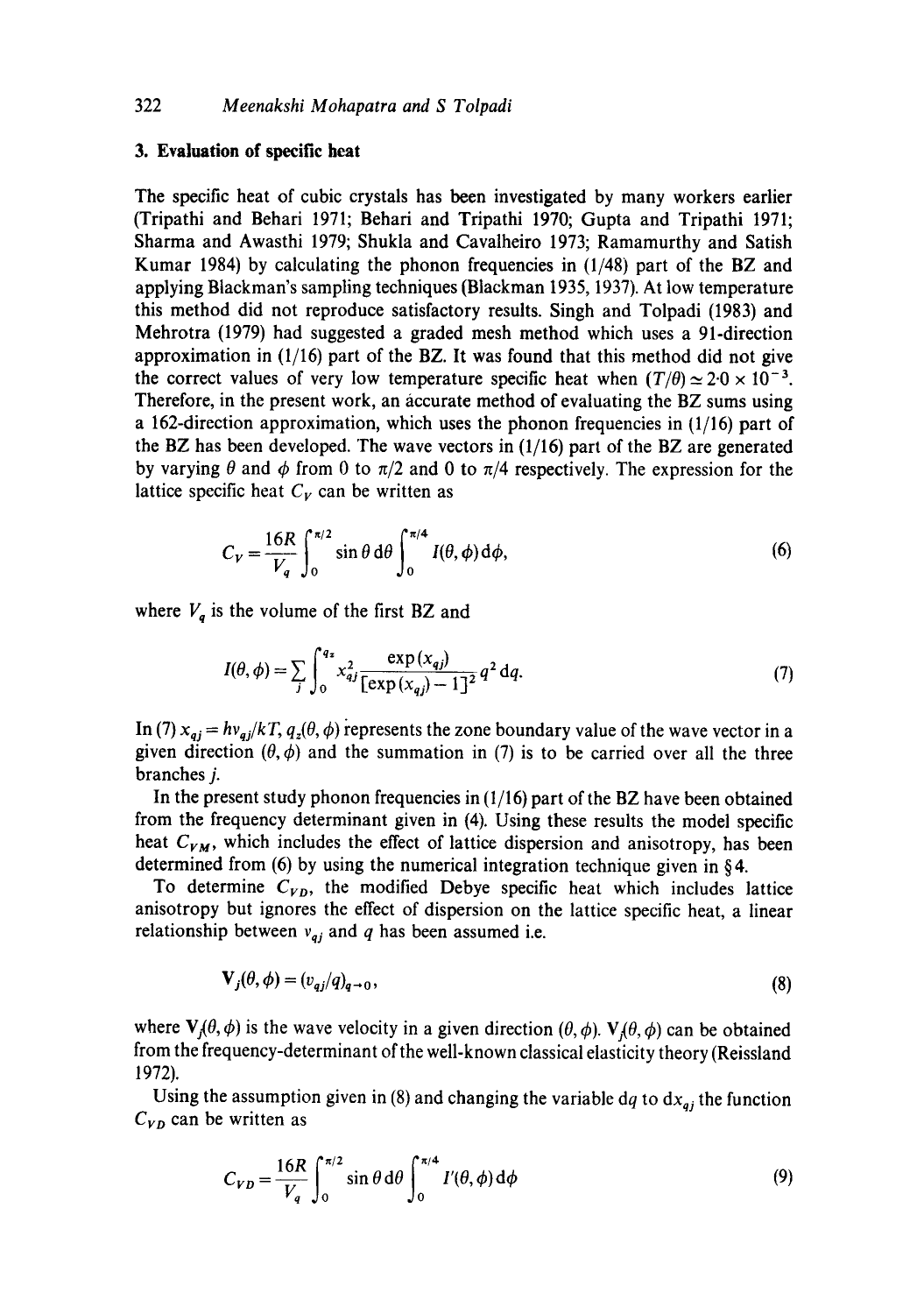## 3. Evaluation of specific heat

The specific heat of cubic crystals has been investigated by many workers earlier (Tripathi and Behari 1971; Behari and Tripathi 1970; Gupta and Tripathi 1971; Sharma and Awasthi 1979; Shukla and Cavalheiro 1973; Ramamurthy and Satish Kumar 1984) by calculating the phonon frequencies in (1/48) part of the BZ and applying Blackman's sampling techniques (Blackman 1935, 1937). At low temperature this method did not reproduce satisfactory results. Singh and Tolpadi (1983) and Mehrotra (1979) had suggested a graded mesh method which uses a 91-direction approximation in (1/16) part of the BZ. It was found that this method did not give the correct values of very low temperature specific heat when $(T/\theta) \simeq 2{\cdot}0 \times 10^{-3}$. Therefore, in the present work, an accurate method of evaluating the BZ sums using a 162-direction approximation, which uses the phonon frequencies in (1/16) part of the BZ has been developed. The wave vectors in (1/16) part of the BZ are generated by varying $\theta$ and $\phi$ from 0 to $\pi/2$ and 0 to $\pi/4$ respectively. The expression for the lattice specific heat $C_V$ can be written as

$$C_V = \frac{16R}{V_q} \int_0^{\pi/2} \sin\theta \, \mathrm{d}\theta \int_0^{\pi/4} I(\theta,\phi)\,\mathrm{d}\phi, \tag{6}$$

where $V_q$ is the volume of the first BZ and

$$I(\theta,\phi) = \sum_j \int_0^{q_z} x_{qj}^2 \frac{\exp(x_{qj})}{[\exp(x_{qj}) - 1]^2} q^2 \,\mathrm{d}q. \tag{7}$$

In (7) $x_{qj} = h\nu_{qj}/kT$, $q_z(\theta,\phi)$ represents the zone boundary value of the wave vector in a given direction $(\theta,\phi)$ and the summation in (7) is to be carried over all the three branches $j$.

In the present study phonon frequencies in (1/16) part of the BZ have been obtained from the frequency determinant given in (4). Using these results the model specific heat $C_{VM}$, which includes the effect of lattice dispersion and anisotropy, has been determined from (6) by using the numerical integration technique given in §4.

To determine $C_{VD}$, the modified Debye specific heat which includes lattice anisotropy but ignores the effect of dispersion on the lattice specific heat, a linear relationship between $\nu_{qj}$ and $q$ has been assumed i.e.

$$\mathbf{V}_j(\theta,\phi) = (v_{qj}/q)_{q \to 0}, \tag{8}$$

where $\mathbf{V}_j(\theta,\phi)$ is the wave velocity in a given direction $(\theta,\phi)$. $\mathbf{V}_j(\theta,\phi)$ can be obtained from the frequency-determinant of the well-known classical elasticity theory (Reissland 1972).

Using the assumption given in (8) and changing the variable $\mathrm{d}q$ to $\mathrm{d}x_{qj}$ the function $C_{VD}$ can be written as

$$C_{VD} = \frac{16R}{V_q} \int_0^{\pi/2} \sin\theta \, \mathrm{d}\theta \int_0^{\pi/4} I'(\theta,\phi)\,\mathrm{d}\phi \tag{9}$$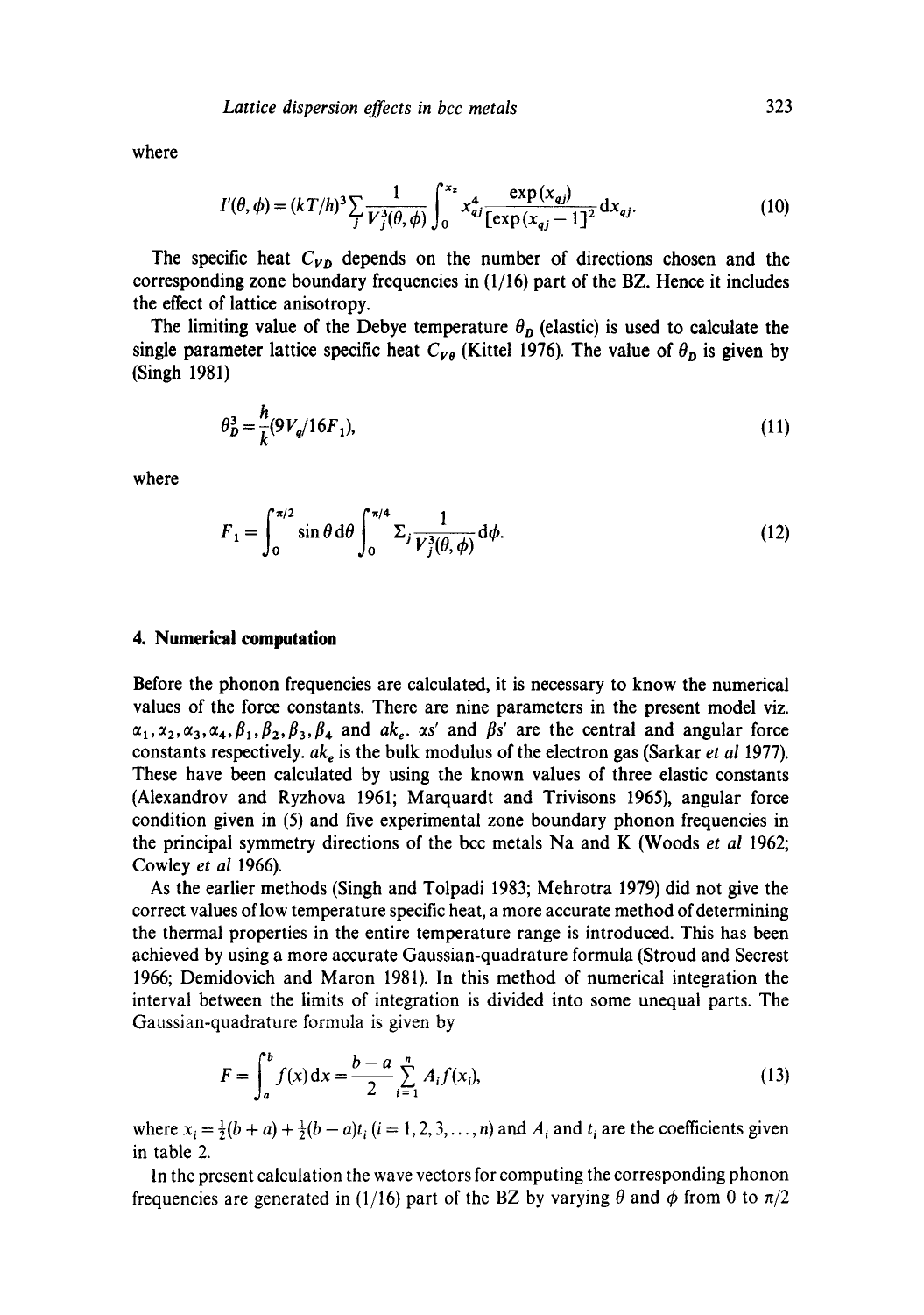where

$$I'(\theta, \phi) = (kT/h)^3 \sum_j \frac{1}{V_j^3(\theta, \phi)} \int_0^{x_z} x_{qj}^4 \frac{\exp(x_{qj})}{[\exp(x_{qj} - 1]^2} \mathrm{d}x_{qj}. \tag{10}$$

The specific heat $C_{VD}$ depends on the number of directions chosen and the corresponding zone boundary frequencies in (1/16) part of the BZ. Hence it includes the effect of lattice anisotropy.

The limiting value of the Debye temperature $\theta_D$ (elastic) is used to calculate the single parameter lattice specific heat $C_{V\theta}$ (Kittel 1976). The value of $\theta_D$ is given by (Singh 1981)

$$\theta_D^3 = \frac{h}{k}(9V_a/16F_1), \tag{11}$$

where

$$F_1 = \int_0^{\pi/2} \sin\theta \,\mathrm{d}\theta \int_0^{\pi/4} \Sigma_j \frac{1}{V_j^3(\theta, \phi)} \mathrm{d}\phi. \tag{12}$$

## 4. Numerical computation

Before the phonon frequencies are calculated, it is necessary to know the numerical values of the force constants. There are nine parameters in the present model viz. $\alpha_1, \alpha_2, \alpha_3, \alpha_4, \beta_1, \beta_2, \beta_3, \beta_4$ and $ak_e$. $\alpha s'$ and $\beta s'$ are the central and angular force constants respectively. $ak_e$ is the bulk modulus of the electron gas (Sarkar *et al* 1977). These have been calculated by using the known values of three elastic constants (Alexandrov and Ryzhova 1961; Marquardt and Trivisons 1965), angular force condition given in (5) and five experimental zone boundary phonon frequencies in the principal symmetry directions of the bcc metals Na and K (Woods *et al* 1962; Cowley *et al* 1966).

As the earlier methods (Singh and Tolpadi 1983; Mehrotra 1979) did not give the correct values of low temperature specific heat, a more accurate method of determining the thermal properties in the entire temperature range is introduced. This has been achieved by using a more accurate Gaussian-quadrature formula (Stroud and Secrest 1966; Demidovich and Maron 1981). In this method of numerical integration the interval between the limits of integration is divided into some unequal parts. The Gaussian-quadrature formula is given by

$$F = \int_a^b f(x)\,\mathrm{d}x = \frac{b-a}{2} \sum_{i=1}^{n} A_i f(x_i), \tag{13}$$

where $x_i = \frac{1}{2}(b + a) + \frac{1}{2}(b - a)t_i$ $(i = 1, 2, 3, \ldots, n)$ and $A_i$ and $t_i$ are the coefficients given in table 2.

In the present calculation the wave vectors for computing the corresponding phonon frequencies are generated in (1/16) part of the BZ by varying $\theta$ and $\phi$ from 0 to $\pi/2$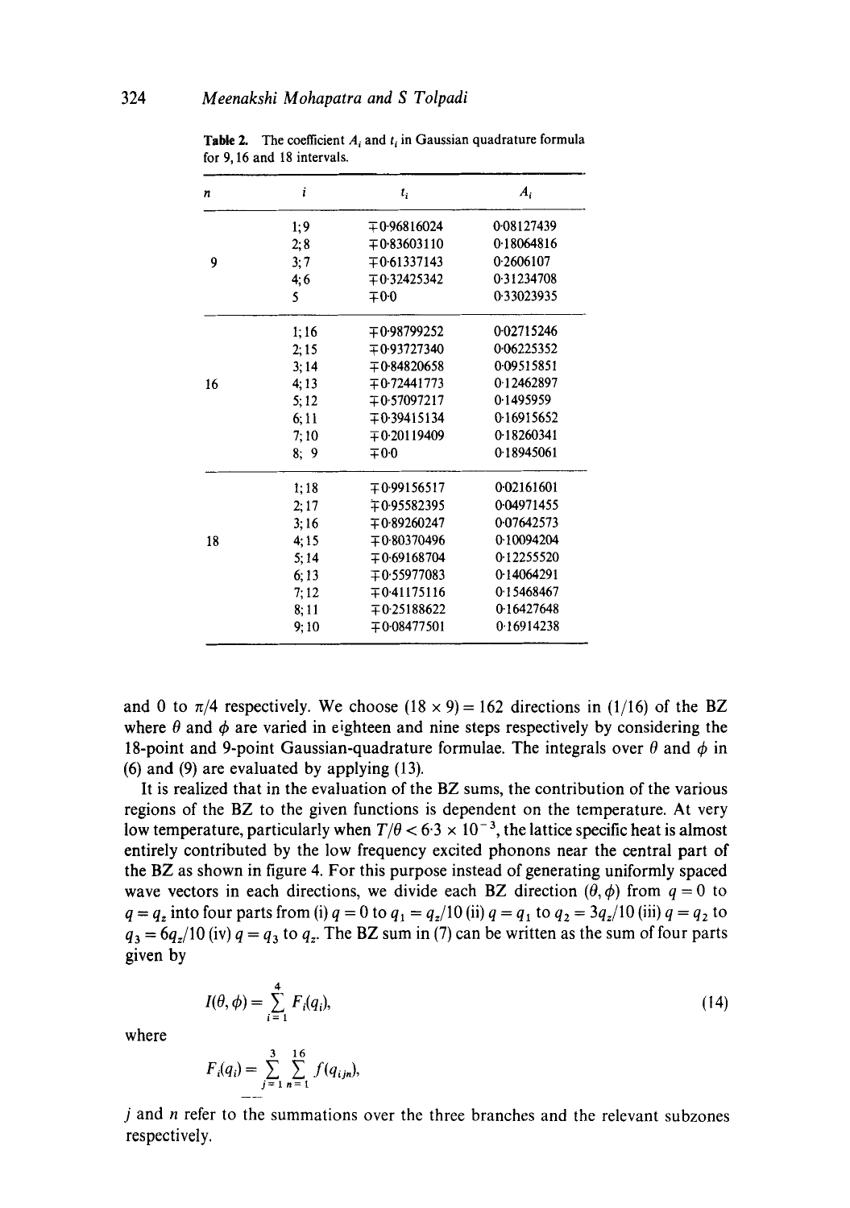**Table 2.** The coefficient $A_i$ and $t_i$ in Gaussian quadrature formula for 9, 16 and 18 intervals.

| $n$ | $i$ | $t_i$ | $A_i$ |
|---|---|---|---|
| | 1; 9 | ∓0·96816024 | 0·08127439 |
| | 2; 8 | ∓0·83603110 | 0·18064816 |
| 9 | 3; 7 | ∓0·61337143 | 0·2606107 |
| | 4; 6 | ∓0·32425342 | 0·31234708 |
| | 5 | ∓0·0 | 0·33023935 |
| | 1; 16 | ∓0·98799252 | 0·02715246 |
| | 2; 15 | ∓0·93727340 | 0·06225352 |
| | 3; 14 | ∓0·84820658 | 0·09515851 |
| 16 | 4; 13 | ∓0·72441773 | 0·12462897 |
| | 5; 12 | ∓0·57097217 | 0·1495959 |
| | 6; 11 | ∓0·39415134 | 0·16915652 |
| | 7; 10 | ∓0·20119409 | 0·18260341 |
| | 8; 9 | ∓0·0 | 0·18945061 |
| | 1; 18 | ∓0·99156517 | 0·02161601 |
| | 2; 17 | ∓0·95582395 | 0·04971455 |
| | 3; 16 | ∓0·89260247 | 0·07642573 |
| 18 | 4; 15 | ∓0·80370496 | 0·10094204 |
| | 5; 14 | ∓0·69168704 | 0·12255520 |
| | 6; 13 | ∓0·55977083 | 0·14064291 |
| | 7; 12 | ∓0·41175116 | 0·15468467 |
| | 8; 11 | ∓0·25188622 | 0·16427648 |
| | 9; 10 | ∓0·08477501 | 0·16914238 |

and 0 to $\pi/4$ respectively. We choose $(18 \times 9) = 162$ directions in (1/16) of the BZ where $\theta$ and $\phi$ are varied in eighteen and nine steps respectively by considering the 18-point and 9-point Gaussian-quadrature formulae. The integrals over $\theta$ and $\phi$ in (6) and (9) are evaluated by applying (13).

It is realized that in the evaluation of the BZ sums, the contribution of the various regions of the BZ to the given functions is dependent on the temperature. At very low temperature, particularly when $T/\theta < 6{\cdot}3 \times 10^{-3}$, the lattice specific heat is almost entirely contributed by the low frequency excited phonons near the central part of the BZ as shown in figure 4. For this purpose instead of generating uniformly spaced wave vectors in each directions, we divide each BZ direction $(\theta, \phi)$ from $q = 0$ to $q = q_z$ into four parts from (i) $q = 0$ to $q_1 = q_z/10$ (ii) $q = q_1$ to $q_2 = 3q_z/10$ (iii) $q = q_2$ to $q_3 = 6q_z/10$ (iv) $q = q_3$ to $q_z$. The BZ sum in (7) can be written as the sum of four parts given by

$$I(\theta, \phi) = \sum_{i=1}^{4} F_i(q_i), \tag{14}$$

where

$$F_i(q_i) = \sum_{j=1}^{3} \sum_{n=1}^{16} f(q_{ijn}),$$

$j$ and $n$ refer to the summations over the three branches and the relevant subzones respectively.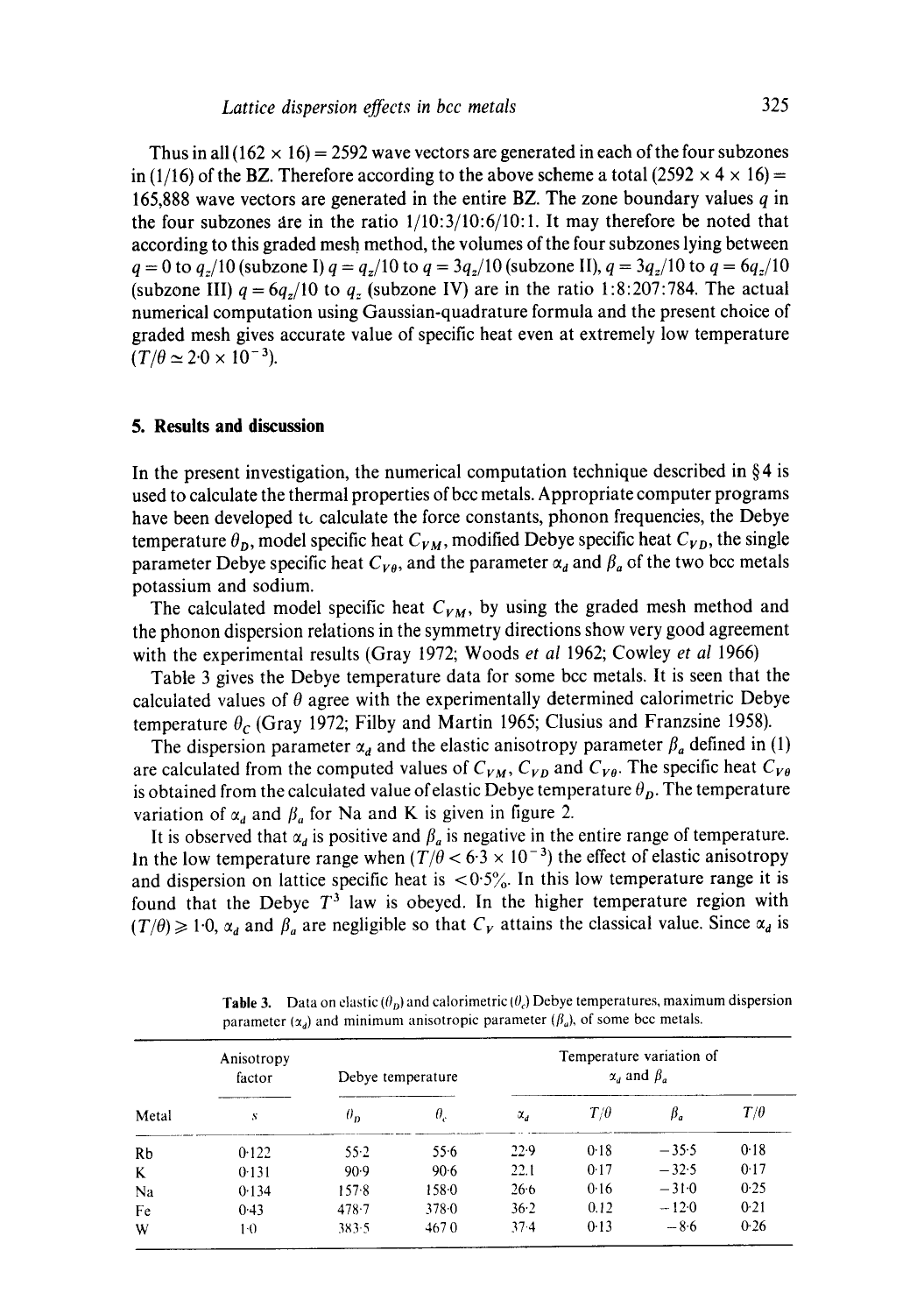Thus in all ($162 \times 16$) = 2592 wave vectors are generated in each of the four subzones in (1/16) of the BZ. Therefore according to the above scheme a total ($2592 \times 4 \times 16$) = 165,888 wave vectors are generated in the entire BZ. The zone boundary values $q$ in the four subzones are in the ratio 1/10:3/10:6/10:1. It may therefore be noted that according to this graded mesh method, the volumes of the four subzones lying between $q = 0$ to $q_z/10$ (subzone I) $q = q_z/10$ to $q = 3q_z/10$ (subzone II), $q = 3q_z/10$ to $q = 6q_z/10$ (subzone III) $q = 6q_z/10$ to $q_z$ (subzone IV) are in the ratio 1:8:207:784. The actual numerical computation using Gaussian-quadrature formula and the present choice of graded mesh gives accurate value of specific heat even at extremely low temperature ($T/\theta \simeq 2{\cdot}0 \times 10^{-3}$).

## 5. Results and discussion

In the present investigation, the numerical computation technique described in § 4 is used to calculate the thermal properties of bcc metals. Appropriate computer programs have been developed to calculate the force constants, phonon frequencies, the Debye temperature $\theta_D$, model specific heat $C_{VM}$, modified Debye specific heat $C_{VD}$, the single parameter Debye specific heat $C_{V\theta}$, and the parameter $\alpha_d$ and $\beta_a$ of the two bcc metals potassium and sodium.

The calculated model specific heat $C_{VM}$, by using the graded mesh method and the phonon dispersion relations in the symmetry directions show very good agreement with the experimental results (Gray 1972; Woods *et al* 1962; Cowley *et al* 1966)

Table 3 gives the Debye temperature data for some bcc metals. It is seen that the calculated values of $\theta$ agree with the experimentally determined calorimetric Debye temperature $\theta_C$ (Gray 1972; Filby and Martin 1965; Clusius and Franzsine 1958).

The dispersion parameter $\alpha_d$ and the elastic anisotropy parameter $\beta_a$ defined in (1) are calculated from the computed values of $C_{VM}$, $C_{VD}$ and $C_{V\theta}$. The specific heat $C_{V\theta}$ is obtained from the calculated value of elastic Debye temperature $\theta_D$. The temperature variation of $\alpha_d$ and $\beta_a$ for Na and K is given in figure 2.

It is observed that $\alpha_d$ is positive and $\beta_a$ is negative in the entire range of temperature. In the low temperature range when ($T/\theta < 6{\cdot}3 \times 10^{-3}$) the effect of elastic anisotropy and dispersion on lattice specific heat is $<0{\cdot}5\%$. In this low temperature range it is found that the Debye $T^3$ law is obeyed. In the higher temperature region with ($T/\theta$) $\geqslant 1{\cdot}0$, $\alpha_d$ and $\beta_a$ are negligible so that $C_V$ attains the classical value. Since $\alpha_d$ is

**Table 3.** Data on elastic ($\theta_D$) and calorimetric ($\theta_c$) Debye temperatures, maximum dispersion parameter ($\alpha_d$) and minimum anisotropic parameter ($\beta_a$), of some bcc metals.

| Metal | Anisotropy factor | Debye temperature | | Temperature variation of $\alpha_d$ and $\beta_a$ | | | |
|---|---|---|---|---|---|---|---|
| | $s$ | $\theta_D$ | $\theta_c$ | $\alpha_d$ | $T/\theta$ | $\beta_a$ | $T/\theta$ |
| Rb | 0·122 | 55·2 | 55·6 | 22·9 | 0·18 | −35·5 | 0·18 |
| K | 0·131 | 90·9 | 90·6 | 22.1 | 0·17 | −32·5 | 0·17 |
| Na | 0·134 | 157·8 | 158·0 | 26·6 | 0·16 | −31·0 | 0·25 |
| Fe | 0·43 | 478·7 | 378·0 | 36·2 | 0.12 | −12·0 | 0·21 |
| W | 1·0 | 383·5 | 467·0 | 37·4 | 0·13 | −8·6 | 0·26 |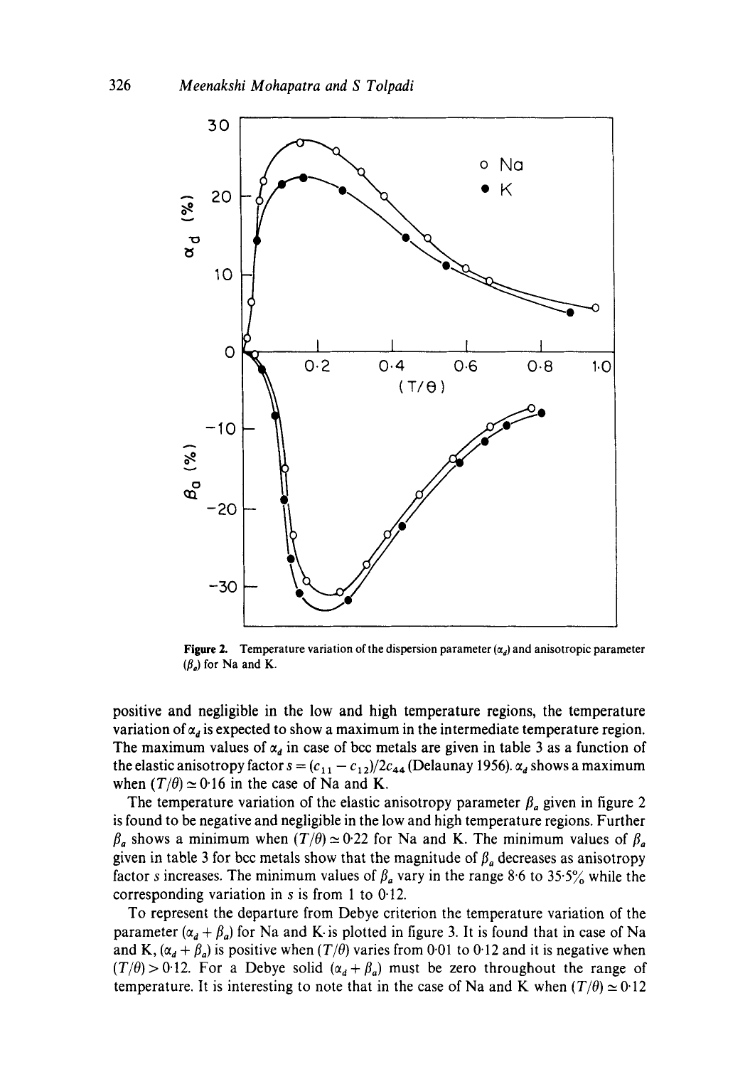**Figure 2.** Temperature variation of the dispersion parameter ($\alpha_d$) and anisotropic parameter ($\beta_a$) for Na and K.

positive and negligible in the low and high temperature regions, the temperature variation of $\alpha_d$ is expected to show a maximum in the intermediate temperature region. The maximum values of $\alpha_d$ in case of bcc metals are given in table 3 as a function of the elastic anisotropy factor $s = (c_{11} - c_{12})/2c_{44}$ (Delaunay 1956). $\alpha_d$ shows a maximum when $(T/\theta) \simeq 0{\cdot}16$ in the case of Na and K.

The temperature variation of the elastic anisotropy parameter $\beta_a$ given in figure 2 is found to be negative and negligible in the low and high temperature regions. Further $\beta_a$ shows a minimum when $(T/\theta) \simeq 0{\cdot}22$ for Na and K. The minimum values of $\beta_a$ given in table 3 for bcc metals show that the magnitude of $\beta_a$ decreases as anisotropy factor $s$ increases. The minimum values of $\beta_a$ vary in the range 8·6 to 35·5% while the corresponding variation in $s$ is from 1 to 0·12.

To represent the departure from Debye criterion the temperature variation of the parameter $(\alpha_d + \beta_a)$ for Na and K is plotted in figure 3. It is found that in case of Na and K, $(\alpha_d + \beta_a)$ is positive when $(T/\theta)$ varies from 0·01 to 0·12 and it is negative when $(T/\theta) > 0{\cdot}12$. For a Debye solid $(\alpha_d + \beta_a)$ must be zero throughout the range of temperature. It is interesting to note that in the case of Na and K when $(T/\theta) \simeq 0{\cdot}12$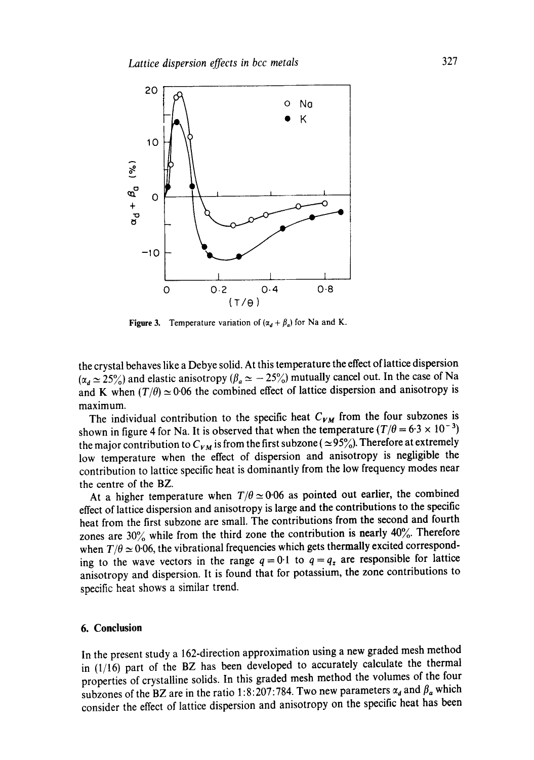Figure 3. Temperature variation of $(\alpha_d + \beta_a)$ for Na and K.

the crystal behaves like a Debye solid. At this temperature the effect of lattice dispersion ($\alpha_d \simeq 25\%$) and elastic anisotropy ($\beta_a \simeq -25\%$) mutually cancel out. In the case of Na and K when $(T/\theta) \simeq 0{\cdot}06$ the combined effect of lattice dispersion and anisotropy is maximum.

The individual contribution to the specific heat $C_{VM}$ from the four subzones is shown in figure 4 for Na. It is observed that when the temperature ($T/\theta = 6{\cdot}3 \times 10^{-3}$) the major contribution to $C_{VM}$ is from the first subzone ($\simeq 95\%$). Therefore at extremely low temperature when the effect of dispersion and anisotropy is negligible the contribution to lattice specific heat is dominantly from the low frequency modes near the centre of the BZ.

At a higher temperature when $T/\theta \simeq 0{\cdot}06$ as pointed out earlier, the combined effect of lattice dispersion and anisotropy is large and the contributions to the specific heat from the first subzone are small. The contributions from the second and fourth zones are 30% while from the third zone the contribution is nearly 40%. Therefore when $T/\theta \simeq 0{\cdot}06$, the vibrational frequencies which gets thermally excited corresponding to the wave vectors in the range $q = 0{\cdot}1$ to $q = q_z$ are responsible for lattice anisotropy and dispersion. It is found that for potassium, the zone contributions to specific heat shows a similar trend.

## 6. Conclusion

In the present study a 162-direction approximation using a new graded mesh method in (1/16) part of the BZ has been developed to accurately calculate the thermal properties of crystalline solids. In this graded mesh method the volumes of the four subzones of the BZ are in the ratio 1:8:207:784. Two new parameters $\alpha_d$ and $\beta_a$ which consider the effect of lattice dispersion and anisotropy on the specific heat has been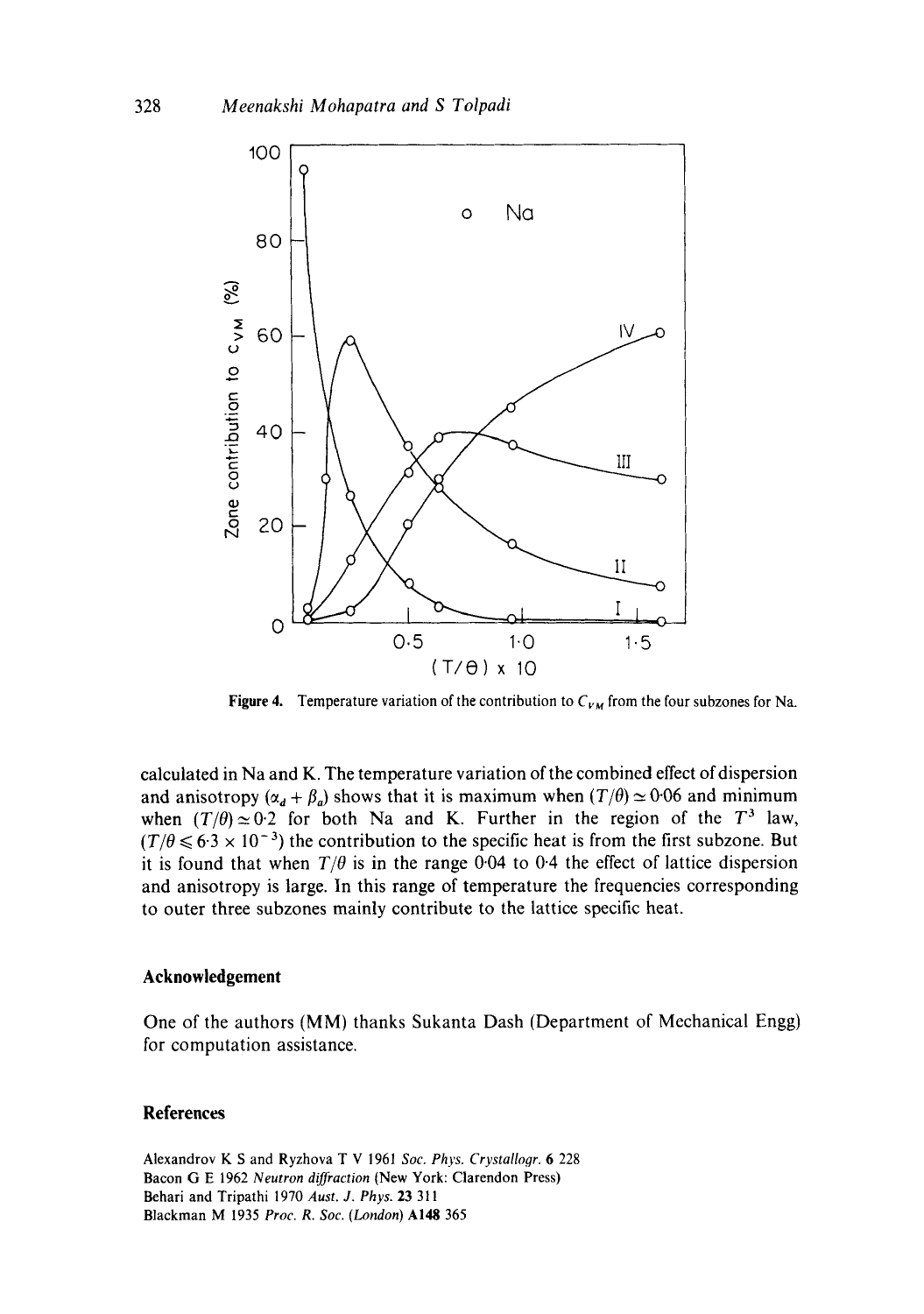Figure 4. Temperature variation of the contribution to $C_{VM}$ from the four subzones for Na.

calculated in Na and K. The temperature variation of the combined effect of dispersion and anisotropy $(\alpha_d + \beta_a)$ shows that it is maximum when $(T/\theta) \simeq 0{\cdot}06$ and minimum when $(T/\theta) \simeq 0{\cdot}2$ for both Na and K. Further in the region of the $T^3$ law, $(T/\theta \leqslant 6{\cdot}3 \times 10^{-3})$ the contribution to the specific heat is from the first subzone. But it is found that when $T/\theta$ is in the range 0·04 to 0·4 the effect of lattice dispersion and anisotropy is large. In this range of temperature the frequencies corresponding to outer three subzones mainly contribute to the lattice specific heat.

## Acknowledgement

One of the authors (MM) thanks Sukanta Dash (Department of Mechanical Engg) for computation assistance.

## References

Alexandrov K S and Ryzhova T V 1961 *Soc. Phys. Crystallogr.* **6** 228

Bacon G E 1962 *Neutron diffraction* (New York: Clarendon Press)

Behari and Tripathi 1970 *Aust. J. Phys.* **23** 311

Blackman M 1935 *Proc. R. Soc. (London)* **A148** 365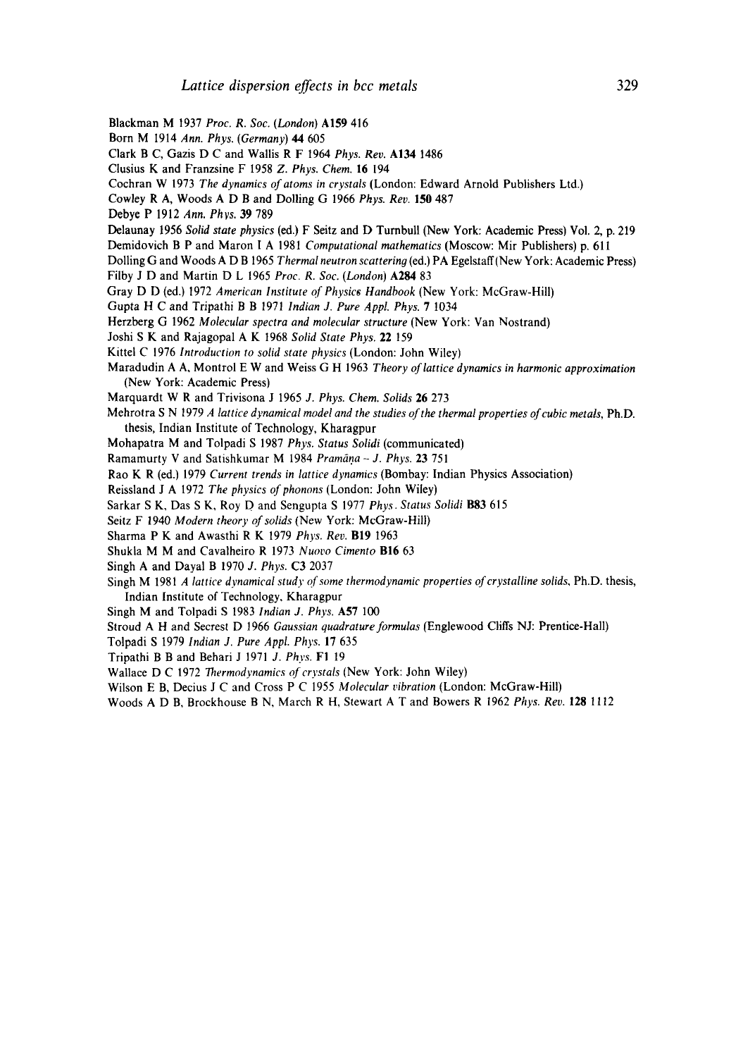Blackman M 1937 *Proc. R. Soc. (London)* **A159** 416

Born M 1914 *Ann. Phys. (Germany)* **44** 605

Clark B C, Gazis D C and Wallis R F 1964 *Phys. Rev.* **A134** 1486

Clusius K and Franzsine F 1958 *Z. Phys. Chem.* **16** 194

Cochran W 1973 *The dynamics of atoms in crystals* (London: Edward Arnold Publishers Ltd.)

Cowley R A, Woods A D B and Dolling G 1966 *Phys. Rev.* **150** 487

Debye P 1912 *Ann. Phys.* **39** 789

Delaunay 1956 *Solid state physics* (ed.) F Seitz and D Turnbull (New York: Academic Press) Vol. 2, p. 219

Demidovich B P and Maron I A 1981 *Computational mathematics* (Moscow: Mir Publishers) p. 611

Dolling G and Woods A D B 1965 *Thermal neutron scattering* (ed.) PA Egelstaff (New York: Academic Press)

Filby J D and Martin D L 1965 *Proc. R. Soc. (London)* **A284** 83

Gray D D (ed.) 1972 *American Institute of Physics Handbook* (New York: McGraw-Hill)

Gupta H C and Tripathi B B 1971 *Indian J. Pure Appl. Phys.* **7** 1034

Herzberg G 1962 *Molecular spectra and molecular structure* (New York: Van Nostrand)

Joshi S K and Rajagopal A K 1968 *Solid State Phys.* **22** 159

Kittel C 1976 *Introduction to solid state physics* (London: John Wiley)

Maradudin A A, Montrol E W and Weiss G H 1963 *Theory of lattice dynamics in harmonic approximation* (New York: Academic Press)

Marquardt W R and Trivisona J 1965 *J. Phys. Chem. Solids* **26** 273

Mehrotra S N 1979 *A lattice dynamical model and the studies of the thermal properties of cubic metals*, Ph.D. thesis, Indian Institute of Technology, Kharagpur

Mohapatra M and Tolpadi S 1987 *Phys. Status Solidi* (communicated)

Ramamurty V and Satishkumar M 1984 *Pramāṇa – J. Phys.* **23** 751

Rao K R (ed.) 1979 *Current trends in lattice dynamics* (Bombay: Indian Physics Association)

Reissland J A 1972 *The physics of phonons* (London: John Wiley)

Sarkar S K, Das S K, Roy D and Sengupta S 1977 *Phys. Status Solidi* **B83** 615

Seitz F 1940 *Modern theory of solids* (New York: McGraw-Hill)

Sharma P K and Awasthi R K 1979 *Phys. Rev.* **B19** 1963

Shukla M M and Cavalheiro R 1973 *Nuovo Cimento* **B16** 63

Singh A and Dayal B 1970 *J. Phys.* **C3** 2037

Singh M 1981 *A lattice dynamical study of some thermodynamic properties of crystalline solids*, Ph.D. thesis, Indian Institute of Technology, Kharagpur

Singh M and Tolpadi S 1983 *Indian J. Phys.* **A57** 100

Stroud A H and Secrest D 1966 *Gaussian quadrature formulas* (Englewood Cliffs NJ: Prentice-Hall)

Tolpadi S 1979 *Indian J. Pure Appl. Phys.* **17** 635

Tripathi B B and Behari J 1971 *J. Phys.* **F1** 19

Wallace D C 1972 *Thermodynamics of crystals* (New York: John Wiley)

Wilson E B, Decius J C and Cross P C 1955 *Molecular vibration* (London: McGraw-Hill)

Woods A D B, Brockhouse B N, March R H, Stewart A T and Bowers R 1962 *Phys. Rev.* **128** 1112